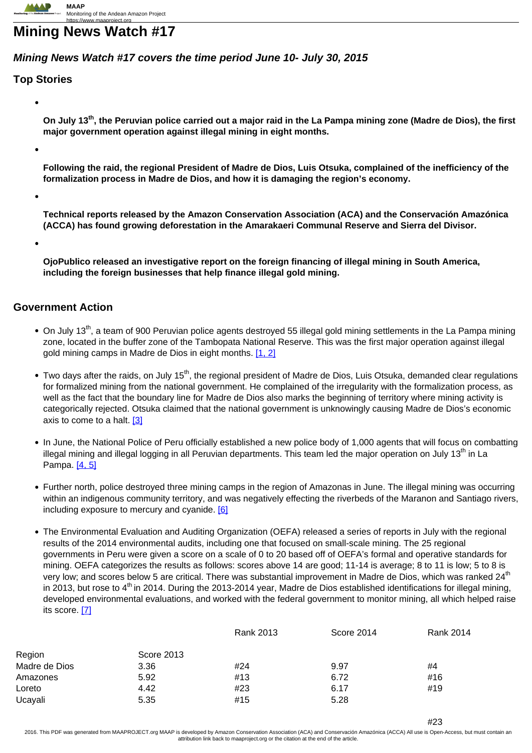# Mining News Watch #17

***Mining News Watch #17 covers the time period June 10- July 30, 2015***

## Top Stories

- **On July 13th, the Peruvian police carried out a major raid in the La Pampa mining zone (Madre de Dios), the first major government operation against illegal mining in eight months.**
- **Following the raid, the regional President of Madre de Dios, Luis Otsuka, complained of the inefficiency of the formalization process in Madre de Dios, and how it is damaging the region's economy.**
- **Technical reports released by the Amazon Conservation Association (ACA) and the Conservación Amazónica (ACCA) has found growing deforestation in the Amarakaeri Communal Reserve and Sierra del Divisor.**
- **OjoPublico released an investigative report on the foreign financing of illegal mining in South America, including the foreign businesses that help finance illegal gold mining.**

## Government Action

- On July 13th, a team of 900 Peruvian police agents destroyed 55 illegal gold mining settlements in the La Pampa mining zone, located in the buffer zone of the Tambopata National Reserve. This was the first major operation against illegal gold mining camps in Madre de Dios in eight months. [1, 2]
- Two days after the raids, on July 15th, the regional president of Madre de Dios, Luis Otsuka, demanded clear regulations for formalized mining from the national government. He complained of the irregularity with the formalization process, as well as the fact that the boundary line for Madre de Dios also marks the beginning of territory where mining activity is categorically rejected. Otsuka claimed that the national government is unknowingly causing Madre de Dios's economic axis to come to a halt. [3]
- In June, the National Police of Peru officially established a new police body of 1,000 agents that will focus on combatting illegal mining and illegal logging in all Peruvian departments. This team led the major operation on July 13th in La Pampa. [4, 5]
- Further north, police destroyed three mining camps in the region of Amazonas in June. The illegal mining was occurring within an indigenous community territory, and was negatively effecting the riverbeds of the Maranon and Santiago rivers, including exposure to mercury and cyanide. [6]
- The Environmental Evaluation and Auditing Organization (OEFA) released a series of reports in July with the regional results of the 2014 environmental audits, including one that focused on small-scale mining. The 25 regional governments in Peru were given a score on a scale of 0 to 20 based off of OEFA's formal and operative standards for mining. OEFA categorizes the results as follows: scores above 14 are good; 11-14 is average; 8 to 11 is low; 5 to 8 is very low; and scores below 5 are critical. There was substantial improvement in Madre de Dios, which was ranked 24th in 2013, but rose to 4th in 2014. During the 2013-2014 year, Madre de Dios established identifications for illegal mining, developed environmental evaluations, and worked with the federal government to monitor mining, all which helped raise its score. [7]

| Region | Score 2013 | Rank 2013 | Score 2014 | Rank 2014 |
|---|---|---|---|---|
| Madre de Dios | 3.36 | #24 | 9.97 | #4 |
| Amazones | 5.92 | #13 | 6.72 | #16 |
| Loreto | 4.42 | #23 | 6.17 | #19 |
| Ucayali | 5.35 | #15 | 5.28 | #23 |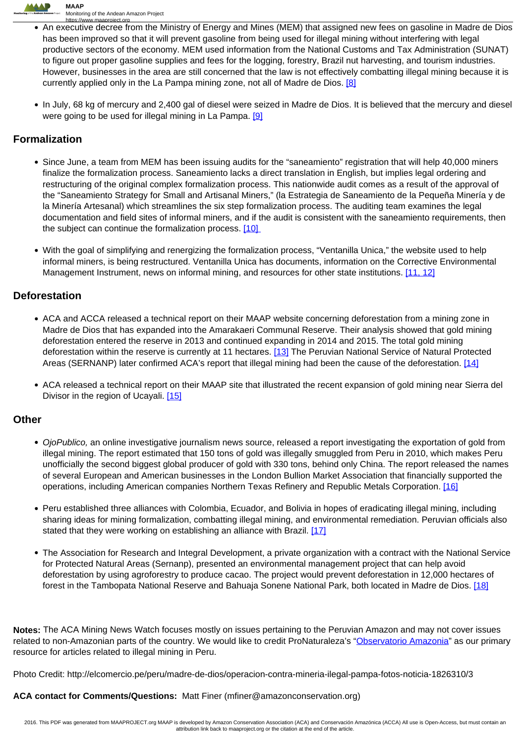- An executive decree from the Ministry of Energy and Mines (MEM) that assigned new fees on gasoline in Madre de Dios has been improved so that it will prevent gasoline from being used for illegal mining without interfering with legal productive sectors of the economy. MEM used information from the National Customs and Tax Administration (SUNAT) to figure out proper gasoline supplies and fees for the logging, forestry, Brazil nut harvesting, and tourism industries. However, businesses in the area are still concerned that the law is not effectively combatting illegal mining because it is currently applied only in the La Pampa mining zone, not all of Madre de Dios. [8]

- In July, 68 kg of mercury and 2,400 gal of diesel were seized in Madre de Dios. It is believed that the mercury and diesel were going to be used for illegal mining in La Pampa. [9]

## Formalization

- Since June, a team from MEM has been issuing audits for the "saneamiento" registration that will help 40,000 miners finalize the formalization process. Saneamiento lacks a direct translation in English, but implies legal ordering and restructuring of the original complex formalization process. This nationwide audit comes as a result of the approval of the "Saneamiento Strategy for Small and Artisanal Miners," (la Estrategia de Saneamiento de la Pequeña Minería y de la Minería Artesanal) which streamlines the six step formalization process. The auditing team examines the legal documentation and field sites of informal miners, and if the audit is consistent with the saneamiento requirements, then the subject can continue the formalization process. [10]

- With the goal of simplifying and renergizing the formalization process, "Ventanilla Unica," the website used to help informal miners, is being restructured. Ventanilla Unica has documents, information on the Corrective Environmental Management Instrument, news on informal mining, and resources for other state institutions. [11, 12]

## Deforestation

- ACA and ACCA released a technical report on their MAAP website concerning deforestation from a mining zone in Madre de Dios that has expanded into the Amarakaeri Communal Reserve. Their analysis showed that gold mining deforestation entered the reserve in 2013 and continued expanding in 2014 and 2015. The total gold mining deforestation within the reserve is currently at 11 hectares. [13] The Peruvian National Service of Natural Protected Areas (SERNANP) later confirmed ACA's report that illegal mining had been the cause of the deforestation. [14]

- ACA released a technical report on their MAAP site that illustrated the recent expansion of gold mining near Sierra del Divisor in the region of Ucayali. [15]

## Other

- *OjoPublico,* an online investigative journalism news source, released a report investigating the exportation of gold from illegal mining. The report estimated that 150 tons of gold was illegally smuggled from Peru in 2010, which makes Peru unofficially the second biggest global producer of gold with 330 tons, behind only China. The report released the names of several European and American businesses in the London Bullion Market Association that financially supported the operations, including American companies Northern Texas Refinery and Republic Metals Corporation. [16]

- Peru established three alliances with Colombia, Ecuador, and Bolivia in hopes of eradicating illegal mining, including sharing ideas for mining formalization, combatting illegal mining, and environmental remediation. Peruvian officials also stated that they were working on establishing an alliance with Brazil. [17]

- The Association for Research and Integral Development, a private organization with a contract with the National Service for Protected Natural Areas (Sernanp), presented an environmental management project that can help avoid deforestation by using agroforestry to produce cacao. The project would prevent deforestation in 12,000 hectares of forest in the Tambopata National Reserve and Bahuaja Sonene National Park, both located in Madre de Dios. [18]

**Notes:** The ACA Mining News Watch focuses mostly on issues pertaining to the Peruvian Amazon and may not cover issues related to non-Amazonian parts of the country. We would like to credit ProNaturaleza's "Observatorio Amazonia" as our primary resource for articles related to illegal mining in Peru.

Photo Credit: http://elcomercio.pe/peru/madre-de-dios/operacion-contra-mineria-ilegal-pampa-fotos-noticia-1826310/3

**ACA contact for Comments/Questions:** Matt Finer (mfiner@amazonconservation.org)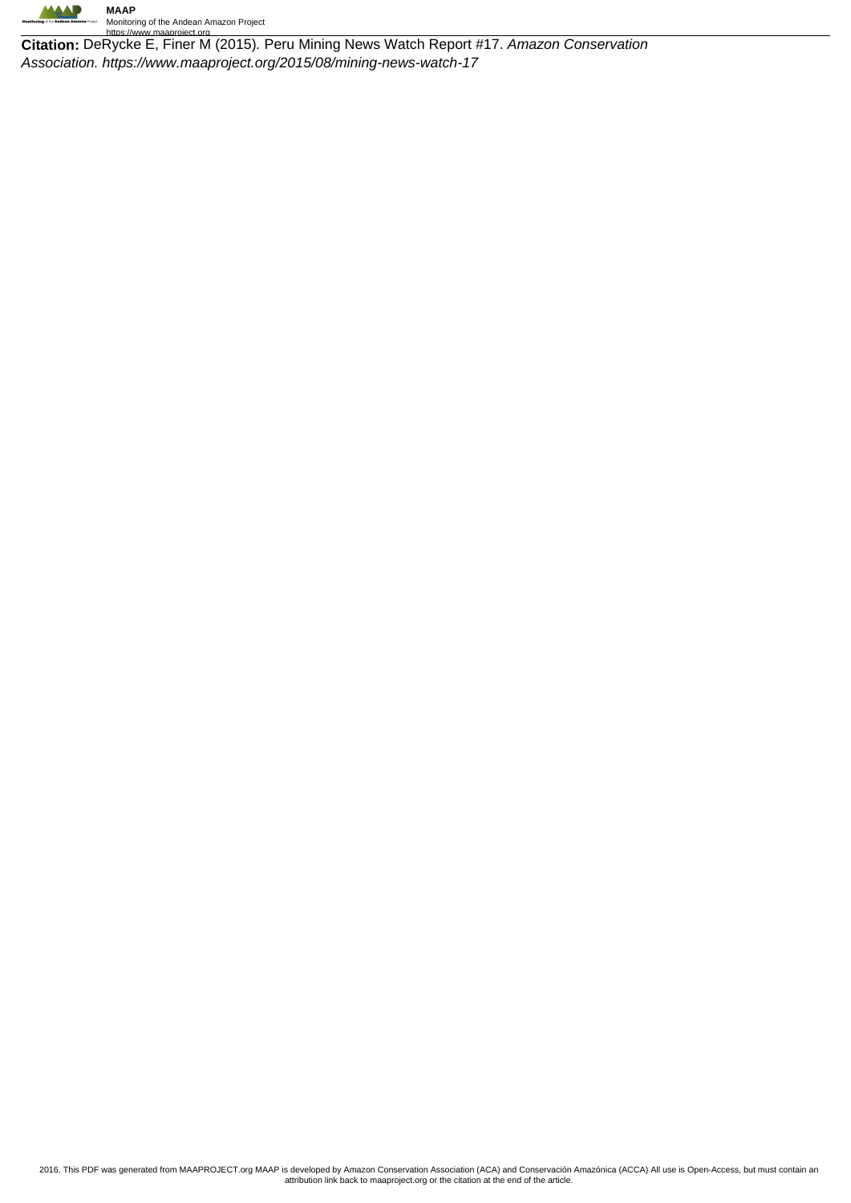**Citation:** DeRycke E, Finer M (2015). Peru Mining News Watch Report #17. *Amazon Conservation Association. https://www.maaproject.org/2015/08/mining-news-watch-17*